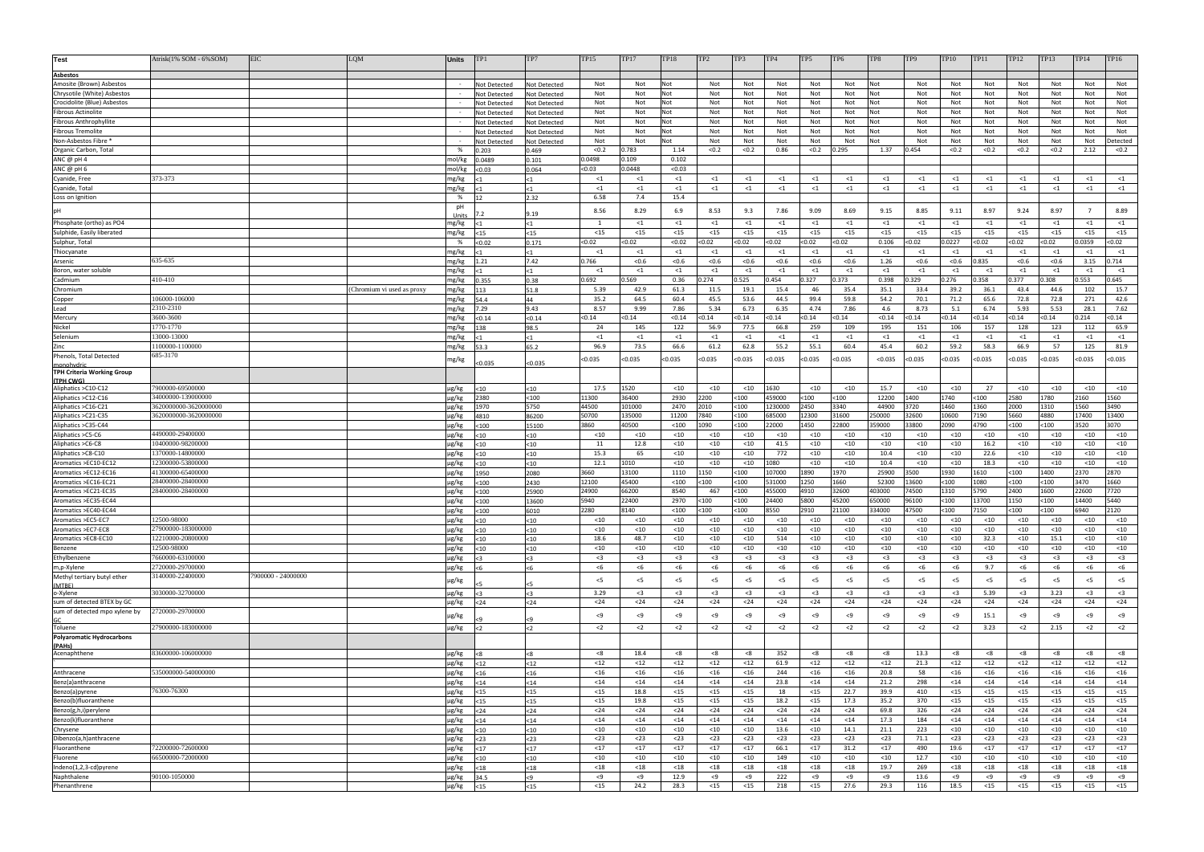| Test | Atrisk(1% SOM - 6%SOM) | EIC | LQM | Units | TP1 | TP7 | TP15 | TP17 | TP18 | TP2 | TP3 | TP4 | TP5 | TP6 | TP8 | TP9 | TP10 | TP11 | TP12 | TP13 | TP14 | TP16 |
|---|---|---|---|---|---|---|---|---|---|---|---|---|---|---|---|---|---|---|---|---|---|---|
| **Asbestos** | | | | | | | | | | | | | | | | | | | | | | |
| Amosite (Brown) Asbestos | | | | - | Not Detected | Not Detected | Not | Not | Not | Not | Not | Not | Not | Not | Not | Not | Not | Not | Not | Not | Not | Not |
| Chrysotile (White) Asbestos | | | | - | Not Detected | Not Detected | Not | Not | Not | Not | Not | Not | Not | Not | Not | Not | Not | Not | Not | Not | Not | Not |
| Crocidolite (Blue) Asbestos | | | | - | Not Detected | Not Detected | Not | Not | Not | Not | Not | Not | Not | Not | Not | Not | Not | Not | Not | Not | Not | Not |
| Fibrous Actinolite | | | | - | Not Detected | Not Detected | Not | Not | Not | Not | Not | Not | Not | Not | Not | Not | Not | Not | Not | Not | Not | Not |
| Fibrous Anthrophyllite | | | | - | Not Detected | Not Detected | Not | Not | Not | Not | Not | Not | Not | Not | Not | Not | Not | Not | Not | Not | Not | Not |
| Fibrous Tremolite | | | | - | Not Detected | Not Detected | Not | Not | Not | Not | Not | Not | Not | Not | Not | Not | Not | Not | Not | Not | Not | Not |
| Non-Asbestos Fibre * | | | | - | Not Detected | Not Detected | Not | Not | Not | Not | Not | Not | Not | Not | Not | Not | Not | Not | Not | Not | Not | Detected |
| Organic Carbon, Total | | | | % | 0.203 | 0.469 | <0.2 | 0.783 | 1.14 | <0.2 | <0.2 | 0.86 | <0.2 | 0.295 | 1.37 | 0.454 | <0.2 | <0.2 | <0.2 | <0.2 | 2.12 | <0.2 |
| ANC @ pH 4 | | | | mol/kg | 0.0489 | 0.101 | 0.0498 | 0.109 | 0.102 | | | | | | | | | | | | | |
| ANC @ pH 6 | | | | mol/kg | <0.03 | 0.064 | <0.03 | 0.0448 | <0.03 | | | | | | | | | | | | | |
| Cyanide, Free | 373-373 | | | mg/kg | <1 | <1 | <1 | <1 | <1 | <1 | <1 | <1 | <1 | <1 | <1 | <1 | <1 | <1 | <1 | <1 | <1 | <1 |
| Cyanide, Total | | | | mg/kg | <1 | <1 | <1 | <1 | <1 | <1 | <1 | <1 | <1 | <1 | <1 | <1 | <1 | <1 | <1 | <1 | <1 | <1 |
| Loss on Ignition | | | | % | 12 | 2.32 | 6.58 | 7.4 | 15.4 | | | | | | | | | | | | | |
| pH | | | | pH Units | 7.2 | 9.19 | 8.56 | 8.29 | 6.9 | 8.53 | 9.3 | 7.86 | 9.09 | 8.69 | 9.15 | 8.85 | 9.11 | 8.97 | 9.24 | 8.97 | 7 | 8.89 |
| Phosphate (ortho) as PO4 | | | | mg/kg | <1 | <1 | 1 | <1 | <1 | <1 | <1 | <1 | <1 | <1 | <1 | <1 | <1 | <1 | <1 | <1 | <1 | <1 |
| Sulphide, Easily liberated | | | | mg/kg | <15 | <15 | <15 | <15 | <15 | <15 | <15 | <15 | <15 | <15 | <15 | <15 | <15 | <15 | <15 | <15 | <15 | <15 |
| Sulphur, Total | | | | % | <0.02 | 0.171 | <0.02 | <0.02 | <0.02 | <0.02 | <0.02 | <0.02 | <0.02 | <0.02 | 0.106 | <0.02 | 0.0227 | <0.02 | <0.02 | <0.02 | 0.0359 | <0.02 |
| Thiocyanate | | | | mg/kg | <1 | <1 | <1 | <1 | <1 | <1 | <1 | <1 | <1 | <1 | <1 | <1 | <1 | <1 | <1 | <1 | <1 | <1 |
| Arsenic | 635-635 | | | mg/kg | 1.21 | 7.42 | 0.766 | <0.6 | <0.6 | <0.6 | <0.6 | <0.6 | <0.6 | <0.6 | 1.26 | <0.6 | <0.6 | 0.835 | <0.6 | <0.6 | 3.15 | 0.714 |
| Boron, water soluble | | | | mg/kg | <1 | <1 | <1 | <1 | <1 | <1 | <1 | <1 | <1 | <1 | <1 | <1 | <1 | <1 | <1 | <1 | <1 | <1 |
| Cadmium | 410-410 | | | mg/kg | 0.355 | 0.38 | 0.692 | 0.569 | 0.36 | 0.274 | 0.525 | 0.454 | 0.327 | 0.373 | 0.398 | 0.329 | 0.276 | 0.358 | 0.377 | 0.308 | 0.553 | 0.645 |
| Chromium | | | (Chromium vi used as proxy | mg/kg | 113 | 51.8 | 5.39 | 42.9 | 61.3 | 11.5 | 19.1 | 15.4 | 46 | 35.4 | 35.1 | 33.4 | 39.2 | 36.1 | 43.4 | 44.6 | 102 | 15.7 |
| Copper | 106000-106000 | | | mg/kg | 54.4 | 44 | 35.2 | 64.5 | 60.4 | 45.5 | 53.6 | 44.5 | 99.4 | 59.8 | 54.2 | 70.1 | 71.2 | 65.6 | 72.8 | 72.8 | 271 | 42.6 |
| Lead | 2310-2310 | | | mg/kg | 7.29 | 9.43 | 8.57 | 9.99 | 7.86 | 5.34 | 6.73 | 6.35 | 4.74 | 7.86 | 4.6 | 8.73 | 5.1 | 6.74 | 5.93 | 5.53 | 28.1 | 7.62 |
| Mercury | 3600-3600 | | | mg/kg | <0.14 | <0.14 | <0.14 | <0.14 | <0.14 | <0.14 | <0.14 | <0.14 | <0.14 | <0.14 | <0.14 | <0.14 | <0.14 | <0.14 | <0.14 | <0.14 | 0.214 | <0.14 |
| Nickel | 1770-1770 | | | mg/kg | 138 | 98.5 | 24 | 145 | 122 | 56.9 | 77.5 | 66.8 | 259 | 109 | 195 | 151 | 106 | 157 | 128 | 123 | 112 | 65.9 |
| Selenium | 13000-13000 | | | mg/kg | <1 | <1 | <1 | <1 | <1 | <1 | <1 | <1 | <1 | <1 | <1 | <1 | <1 | <1 | <1 | <1 | <1 | <1 |
| Zinc | 1100000-1100000 | | | mg/kg | 53.3 | 65.2 | 96.9 | 73.5 | 66.6 | 61.2 | 62.8 | 55.2 | 55.1 | 60.4 | 45.4 | 60.2 | 59.2 | 58.3 | 66.9 | 57 | 125 | 81.9 |
| Phenols, Total Detected monohydric | 685-3170 | | | mg/kg | <0.035 | <0.035 | <0.035 | <0.035 | <0.035 | <0.035 | <0.035 | <0.035 | <0.035 | <0.035 | <0.035 | <0.035 | <0.035 | <0.035 | <0.035 | <0.035 | <0.035 | <0.035 |
| **TPH Criteria Working Group (TPH CWG)** | | | | | | | | | | | | | | | | | | | | | | |
| Aliphatics >C10-C12 | 7900000-69500000 | | | µg/kg | <10 | <10 | 17.5 | 1520 | <10 | <10 | <10 | 1630 | <10 | <10 | 15.7 | <10 | <10 | 27 | <10 | <10 | <10 | <10 |
| Aliphatics >C12-C16 | 34000000-139000000 | | | µg/kg | 2380 | <100 | 11300 | 36400 | 2930 | 2200 | <100 | 459000 | <100 | <100 | 12200 | 1400 | 1740 | <100 | 2580 | 1780 | 2160 | 1560 |
| Aliphatics >C16-C21 | 3620000000-3620000000 | | | µg/kg | 1970 | 5750 | 44500 | 101000 | 2470 | 2010 | <100 | 1230000 | 2450 | 3340 | 44900 | 3720 | 1460 | 1360 | 2000 | 1310 | 1560 | 3490 |
| Aliphatics >C21-C35 | 3620000000-3620000000 | | | µg/kg | 4810 | 86200 | 50700 | 135000 | 11200 | 7840 | <100 | 685000 | 12300 | 31600 | 250000 | 32600 | 10600 | 7190 | 5660 | 4880 | 17400 | 13400 |
| Aliphatics >C35-C44 | | | | µg/kg | <100 | 15100 | 3860 | 40500 | <100 | 1090 | <100 | 22000 | 1450 | 22800 | 359000 | 33800 | 2090 | 4790 | <100 | <100 | 3520 | 3070 |
| Aliphatics >C5-C6 | 4490000-29400000 | | | µg/kg | <10 | <10 | <10 | <10 | <10 | <10 | <10 | <10 | <10 | <10 | <10 | <10 | <10 | <10 | <10 | <10 | <10 | <10 |
| Aliphatics >C6-C8 | 10400000-98200000 | | | µg/kg | <10 | <10 | 11 | 12.8 | <10 | <10 | <10 | 41.5 | <10 | <10 | <10 | <10 | <10 | 16.2 | <10 | <10 | <10 | <10 |
| Aliphatics >C8-C10 | 1370000-14800000 | | | µg/kg | <10 | <10 | 15.3 | 65 | <10 | <10 | <10 | 772 | <10 | <10 | 10.4 | <10 | <10 | 22.6 | <10 | <10 | <10 | <10 |
| Aromatics >EC10-EC12 | 12300000-53800000 | | | µg/kg | <10 | <10 | 12.1 | 1010 | <10 | <10 | <10 | 1080 | <10 | <10 | 10.4 | <10 | <10 | 18.3 | <10 | <10 | <10 | <10 |
| Aromatics >EC12-EC16 | 41300000-65400000 | | | µg/kg | 1950 | 2080 | 3660 | 13100 | 1110 | 1150 | <100 | 107000 | 1890 | 1970 | 25900 | 3500 | 1930 | 1610 | <100 | 1400 | 2370 | 2870 |
| Aromatics >EC16-EC21 | 28400000-28400000 | | | µg/kg | <100 | 2430 | 12100 | 45400 | <100 | <100 | <100 | 531000 | 1250 | 1660 | 52300 | 13600 | <100 | 1080 | <100 | <100 | 3470 | 1660 |
| Aromatics >EC21-EC35 | 28400000-28400000 | | | µg/kg | <100 | 25900 | 24900 | 66200 | 8540 | 467 | <100 | 455000 | 4910 | 32600 | 403000 | 74500 | 1310 | 5790 | 2400 | 1600 | 22600 | 7720 |
| Aromatics >EC35-EC44 | | | | µg/kg | <100 | 13600 | 5940 | 22400 | 2970 | <100 | <100 | 24400 | 5800 | 45200 | 650000 | 96100 | <100 | 13700 | 1150 | <100 | 14400 | 5440 |
| Aromatics >EC40-EC44 | | | | µg/kg | <100 | 6010 | 2280 | 8140 | <100 | <100 | <100 | 8550 | 2910 | 21100 | 334000 | 47500 | <100 | 7150 | <100 | <100 | 6940 | 2120 |
| Aromatics >EC5-EC7 | 12500-98000 | | | µg/kg | <10 | <10 | <10 | <10 | <10 | <10 | <10 | <10 | <10 | <10 | <10 | <10 | <10 | <10 | <10 | <10 | <10 | <10 |
| Aromatics >EC7-EC8 | 27900000-183000000 | | | µg/kg | <10 | <10 | <10 | <10 | <10 | <10 | <10 | <10 | <10 | <10 | <10 | <10 | <10 | <10 | <10 | <10 | <10 | <10 |
| Aromatics >EC8-EC10 | 12210000-20800000 | | | µg/kg | <10 | <10 | 18.6 | 48.7 | <10 | <10 | <10 | 514 | <10 | <10 | <10 | <10 | <10 | 32.3 | <10 | 15.1 | <10 | <10 |
| Benzene | 12500-98000 | | | µg/kg | <10 | <10 | <10 | <10 | <10 | <10 | <10 | <10 | <10 | <10 | <10 | <10 | <10 | <10 | <10 | <10 | <10 | <10 |
| Ethylbenzene | 7660000-63100000 | | | µg/kg | <3 | <3 | <3 | <3 | <3 | <3 | <3 | <3 | <3 | <3 | <3 | <3 | <3 | <3 | <3 | <3 | <3 | <3 |
| m,p-Xylene | 2720000-29700000 | | | µg/kg | <6 | <6 | <6 | <6 | <6 | <6 | <6 | <6 | <6 | <6 | <6 | <6 | <6 | 9.7 | <6 | <6 | <6 | <6 |
| Methyl tertiary butyl ether (MTBE) | 3140000-22400000 | 7900000 - 24000000 | | µg/kg | <5 | <5 | <5 | <5 | <5 | <5 | <5 | <5 | <5 | <5 | <5 | <5 | <5 | <5 | <5 | <5 | <5 | <5 |
| o-Xylene | 3030000-32700000 | | | µg/kg | <3 | <3 | 3.29 | <3 | <3 | <3 | <3 | <3 | <3 | <3 | <3 | <3 | <3 | 5.39 | <3 | 3.23 | <3 | <3 |
| sum of detected BTEX by GC | | | | µg/kg | <24 | <24 | <24 | <24 | <24 | <24 | <24 | <24 | <24 | <24 | <24 | <24 | <24 | <24 | <24 | <24 | <24 | <24 |
| sum of detected mpo xylene by GC | 2720000-29700000 | | | µg/kg | <9 | <9 | <9 | <9 | <9 | <9 | <9 | <9 | <9 | <9 | <9 | <9 | <9 | 15.1 | <9 | <9 | <9 | <9 |
| Toluene | 27900000-183000000 | | | µg/kg | <2 | <2 | <2 | <2 | <2 | <2 | <2 | <2 | <2 | <2 | <2 | <2 | <2 | 3.23 | <2 | 2.15 | <2 | <2 |
| **Polyaromatic Hydrocarbons (PAHs)** | | | | | | | | | | | | | | | | | | | | | | |
| Acenaphthene | 83600000-106000000 | | | µg/kg | <8 | <8 | <8 | 18.4 | <8 | <8 | <8 | 352 | <8 | <8 | <8 | 13.3 | <8 | <8 | <8 | <8 | <8 | <8 |
| | | | | µg/kg | <12 | <12 | <12 | <12 | <12 | <12 | <12 | 61.9 | <12 | <12 | <12 | 21.3 | <12 | <12 | <12 | <12 | <12 | <12 |
| Anthracene | 535000000-540000000 | | | µg/kg | <16 | <16 | <16 | <16 | <16 | <16 | <16 | 244 | <16 | <16 | 20.8 | 58 | <16 | <16 | <16 | <16 | <16 | <16 |
| Benz(a)anthracene | | | | µg/kg | <14 | <14 | <14 | <14 | <14 | <14 | <14 | 23.8 | <14 | <14 | 21.2 | 298 | <14 | <14 | <14 | <14 | <14 | <14 |
| Benzo(a)pyrene | 76300-76300 | | | µg/kg | <15 | <15 | <15 | 18.8 | <15 | <15 | <15 | 18 | <15 | 22.7 | 39.9 | 410 | <15 | <15 | <15 | <15 | <15 | <15 |
| Benzo(b)fluoranthene | | | | µg/kg | <15 | <15 | <15 | 19.8 | <15 | <15 | <15 | 18.2 | <15 | 17.3 | 35.2 | 370 | <15 | <15 | <15 | <15 | <15 | <15 |
| Benzo(g,h,i)perylene | | | | µg/kg | <24 | <24 | <24 | <24 | <24 | <24 | <24 | <24 | <24 | <24 | 69.8 | 326 | <24 | <24 | <24 | <24 | <24 | <24 |
| Benzo(k)fluoranthene | | | | µg/kg | <14 | <14 | <14 | <14 | <14 | <14 | <14 | <14 | <14 | <14 | 17.3 | 184 | <14 | <14 | <14 | <14 | <14 | <14 |
| Chrysene | | | | µg/kg | <10 | <10 | <10 | <10 | <10 | <10 | <10 | 13.6 | <10 | 14.1 | 21.1 | 223 | <10 | <10 | <10 | <10 | <10 | <10 |
| Dibenzo(a,h)anthracene | | | | µg/kg | <23 | <23 | <23 | <23 | <23 | <23 | <23 | <23 | <23 | <23 | <23 | 71.1 | <23 | <23 | <23 | <23 | <23 | <23 |
| Fluoranthene | 72200000-72600000 | | | µg/kg | <17 | <17 | <17 | <17 | <17 | <17 | <17 | 66.1 | <17 | 31.2 | <17 | 490 | 19.6 | <17 | <17 | <17 | <17 | <17 |
| Fluorene | 66500000-72000000 | | | µg/kg | <10 | <10 | <10 | <10 | <10 | <10 | <10 | 149 | <10 | <10 | <10 | 12.7 | <10 | <10 | <10 | <10 | <10 | <10 |
| Indeno(1,2,3-cd)pyrene | | | | µg/kg | <18 | <18 | <18 | <18 | <18 | <18 | <18 | <18 | <18 | <18 | 19.7 | 269 | <18 | <18 | <18 | <18 | <18 | <18 |
| Naphthalene | 90100-1050000 | | | µg/kg | 34.5 | <9 | <9 | <9 | 12.9 | <9 | <9 | 222 | <9 | <9 | <9 | 13.6 | <9 | <9 | <9 | <9 | <9 | <9 |
| Phenanthrene | | | | µg/kg | <15 | <15 | <15 | 24.2 | 28.3 | <15 | <15 | 218 | <15 | 27.6 | 29.3 | 116 | 18.5 | <15 | <15 | <15 | <15 | <15 |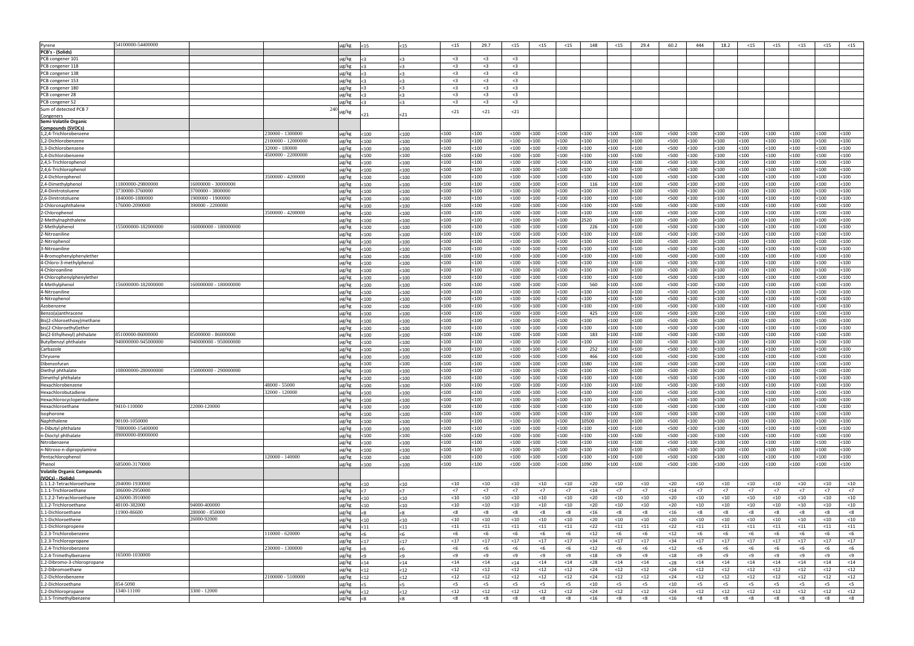| | | | | | | | | | | | | | | | | | | | | | | |
|---|---|---|---|---|---|---|---|---|---|---|---|---|---|---|---|---|---|---|---|---|---|---|
| Pyrene | 54100000-54400000 | | | µg/kg | <15 | <15 | <15 | 29.7 | <15 | <15 | <15 | 148 | <15 | 29.4 | 60.2 | 444 | 18.2 | <15 | <15 | <15 | <15 | <15 |
| **PCB's - (Solids)** | | | | | | | | | | | | | | | | | | | | | | |
| PCB congener 101 | | | | µg/kg | <3 | <3 | <3 | <3 | <3 | | | | | | | | | | | | | |
| PCB congener 118 | | | | µg/kg | <3 | <3 | <3 | <3 | <3 | | | | | | | | | | | | | |
| PCB congener 138 | | | | µg/kg | <3 | <3 | <3 | <3 | <3 | | | | | | | | | | | | | |
| PCB congener 153 | | | | µg/kg | <3 | <3 | <3 | <3 | <3 | | | | | | | | | | | | | |
| PCB congener 180 | | | | µg/kg | <3 | <3 | <3 | <3 | <3 | | | | | | | | | | | | | |
| PCB congener 28 | | | | µg/kg | <3 | <3 | <3 | <3 | <3 | | | | | | | | | | | | | |
| PCB congener 52 | | | | µg/kg | <3 | <3 | <3 | <3 | <3 | | | | | | | | | | | | | |
| Sum of detected PCB 7 Congeners | | | 240 | µg/kg | <21 | <21 | <21 | <21 | <21 | | | | | | | | | | | | | |
| **Semi-Volatile Organic Compounds (SVOCs)** | | | | | | | | | | | | | | | | | | | | | | |
| 1,2,4-Trichlorobenzene | | | 230000 - 1300000 | µg/kg | <100 | <100 | <100 | <100 | <100 | <100 | <100 | <100 | <100 | <100 | <500 | <100 | <100 | <100 | <100 | <100 | <100 | <100 |
| 1,2-Dichlorobenzene | | | 2100000 - 12000000 | µg/kg | <100 | <100 | <100 | <100 | <100 | <100 | <100 | <100 | <100 | <100 | <500 | <100 | <100 | <100 | <100 | <100 | <100 | <100 |
| 1,3-Dichlorobenzene | | | 32000 - 180000 | µg/kg | <100 | <100 | <100 | <100 | <100 | <100 | <100 | <100 | <100 | <100 | <500 | <100 | <100 | <100 | <100 | <100 | <100 | <100 |
| 1,4-Dichlorobenzene | | | 4500000 - 22000000 | µg/kg | <100 | <100 | <100 | <100 | <100 | <100 | <100 | <100 | <100 | <100 | <500 | <100 | <100 | <100 | <100 | <100 | <100 | <100 |
| 2,4,5-Trichlorophenol | | | | µg/kg | <100 | <100 | <100 | <100 | <100 | <100 | <100 | <100 | <100 | <100 | <500 | <100 | <100 | <100 | <100 | <100 | <100 | <100 |
| 2,4,6-Trichlorophenol | | | | µg/kg | <100 | <100 | <100 | <100 | <100 | <100 | <100 | <100 | <100 | <100 | <500 | <100 | <100 | <100 | <100 | <100 | <100 | <100 |
| 2,4-Dichlorophenol | | | 3500000 - 4200000 | µg/kg | <100 | <100 | <100 | <100 | <100 | <100 | <100 | <100 | <100 | <100 | <500 | <100 | <100 | <100 | <100 | <100 | <100 | <100 |
| 2,4-Dimethylphenol | 11800000-29800000 | 16000000 - 30000000 | | µg/kg | <100 | <100 | <100 | <100 | <100 | <100 | <100 | 116 | <100 | <100 | <500 | <100 | <100 | <100 | <100 | <100 | <100 | <100 |
| 2,4-Dinitrotoluene | 3730000-3760000 | 3700000 - 3800000 | | µg/kg | <100 | <100 | <100 | <100 | <100 | <100 | <100 | <100 | <100 | <100 | <500 | <100 | <100 | <100 | <100 | <100 | <100 | <100 |
| 2,6-Dinitrotoluene | 1840000-1880000 | 1900000 - 1900000 | | µg/kg | <100 | <100 | <100 | <100 | <100 | <100 | <100 | <100 | <100 | <100 | <500 | <100 | <100 | <100 | <100 | <100 | <100 | <100 |
| 2-Chloronaphthalene | 176000-2090000 | 390000 - 2200000 | | µg/kg | <100 | <100 | <100 | <100 | <100 | <100 | <100 | <100 | <100 | <100 | <500 | <100 | <100 | <100 | <100 | <100 | <100 | <100 |
| 2-Chlorophenol | | | 3500000 - 4200000 | µg/kg | <100 | <100 | <100 | <100 | <100 | <100 | <100 | <100 | <100 | <100 | <500 | <100 | <100 | <100 | <100 | <100 | <100 | <100 |
| 2-Methylnaphthalene | | | | µg/kg | <100 | <100 | <100 | <100 | <100 | <100 | <100 | 2520 | <100 | <100 | <500 | <100 | <100 | <100 | <100 | <100 | <100 | <100 |
| 2-Methylphenol | 155000000-182000000 | 160000000 - 180000000 | | µg/kg | <100 | <100 | <100 | <100 | <100 | <100 | <100 | 226 | <100 | <100 | <500 | <100 | <100 | <100 | <100 | <100 | <100 | <100 |
| 2-Nitroaniline | | | | µg/kg | <100 | <100 | <100 | <100 | <100 | <100 | <100 | <100 | <100 | <100 | <500 | <100 | <100 | <100 | <100 | <100 | <100 | <100 |
| 2-Nitrophenol | | | | µg/kg | <100 | <100 | <100 | <100 | <100 | <100 | <100 | <100 | <100 | <100 | <500 | <100 | <100 | <100 | <100 | <100 | <100 | <100 |
| 3-Nitroaniline | | | | µg/kg | <100 | <100 | <100 | <100 | <100 | <100 | <100 | <100 | <100 | <100 | <500 | <100 | <100 | <100 | <100 | <100 | <100 | <100 |
| 4-Bromophenylphenylether | | | | µg/kg | <100 | <100 | <100 | <100 | <100 | <100 | <100 | <100 | <100 | <100 | <500 | <100 | <100 | <100 | <100 | <100 | <100 | <100 |
| 4-Chloro-3-methylphenol | | | | µg/kg | <100 | <100 | <100 | <100 | <100 | <100 | <100 | <100 | <100 | <100 | <500 | <100 | <100 | <100 | <100 | <100 | <100 | <100 |
| 4-Chloroaniline | | | | µg/kg | <100 | <100 | <100 | <100 | <100 | <100 | <100 | <100 | <100 | <100 | <500 | <100 | <100 | <100 | <100 | <100 | <100 | <100 |
| 4-Chlorophenylphenylether | | | | µg/kg | <100 | <100 | <100 | <100 | <100 | <100 | <100 | <100 | <100 | <100 | <500 | <100 | <100 | <100 | <100 | <100 | <100 | <100 |
| 4-Methylphenol | 156000000-182000000 | 160000000 - 180000000 | | µg/kg | <100 | <100 | <100 | <100 | <100 | <100 | <100 | 560 | <100 | <100 | <500 | <100 | <100 | <100 | <100 | <100 | <100 | <100 |
| 4-Nitroaniline | | | | µg/kg | <100 | <100 | <100 | <100 | <100 | <100 | <100 | <100 | <100 | <100 | <500 | <100 | <100 | <100 | <100 | <100 | <100 | <100 |
| 4-Nitrophenol | | | | µg/kg | <100 | <100 | <100 | <100 | <100 | <100 | <100 | <100 | <100 | <100 | <500 | <100 | <100 | <100 | <100 | <100 | <100 | <100 |
| Azobenzene | | | | µg/kg | <100 | <100 | <100 | <100 | <100 | <100 | <100 | <100 | <100 | <100 | <500 | <100 | <100 | <100 | <100 | <100 | <100 | <100 |
| Benzo(a)anthracene | | | | µg/kg | <100 | <100 | <100 | <100 | <100 | <100 | <100 | 425 | <100 | <100 | <500 | <100 | <100 | <100 | <100 | <100 | <100 | <100 |
| Bis(2-chloroethoxy)methane | | | | µg/kg | <100 | <100 | <100 | <100 | <100 | <100 | <100 | <100 | <100 | <100 | <500 | <100 | <100 | <100 | <100 | <100 | <100 | <100 |
| bis(2-Chloroethyl)ether | | | | µg/kg | <100 | <100 | <100 | <100 | <100 | <100 | <100 | <100 | <100 | <100 | <500 | <100 | <100 | <100 | <100 | <100 | <100 | <100 |
| bis(2-Ethylhexyl) phthalate | 85100000-86000000 | 85000000 - 86000000 | | µg/kg | <100 | <100 | <100 | <100 | <100 | <100 | <100 | 183 | <100 | <100 | <500 | <100 | <100 | <100 | <100 | <100 | <100 | <100 |
| Butylbenzyl phthalate | 940000000-945000000 | 940000000 - 950000000 | | µg/kg | <100 | <100 | <100 | <100 | <100 | <100 | <100 | <100 | <100 | <100 | <500 | <100 | <100 | <100 | <100 | <100 | <100 | <100 |
| Carbazole | | | | µg/kg | <100 | <100 | <100 | <100 | <100 | <100 | <100 | 252 | <100 | <100 | <500 | <100 | <100 | <100 | <100 | <100 | <100 | <100 |
| Chrysene | | | | µg/kg | <100 | <100 | <100 | <100 | <100 | <100 | <100 | 466 | <100 | <100 | <500 | <100 | <100 | <100 | <100 | <100 | <100 | <100 |
| Dibenzofuran | | | | µg/kg | <100 | <100 | <100 | <100 | <100 | <100 | <100 | 1580 | <100 | <100 | <500 | <100 | <100 | <100 | <100 | <100 | <100 | <100 |
| Diethyl phthalate | 108000000-280000000 | 150000000 - 290000000 | | µg/kg | <100 | <100 | <100 | <100 | <100 | <100 | <100 | <100 | <100 | <100 | <500 | <100 | <100 | <100 | <100 | <100 | <100 | <100 |
| Dimethyl phthalate | | | | µg/kg | <100 | <100 | <100 | <100 | <100 | <100 | <100 | <100 | <100 | <100 | <500 | <100 | <100 | <100 | <100 | <100 | <100 | <100 |
| Hexachlorobenzene | | | 48000 - 55000 | µg/kg | <100 | <100 | <100 | <100 | <100 | <100 | <100 | <100 | <100 | <100 | <500 | <100 | <100 | <100 | <100 | <100 | <100 | <100 |
| Hexachlorobutadiene | | | 32000 - 120000 | µg/kg | <100 | <100 | <100 | <100 | <100 | <100 | <100 | <100 | <100 | <100 | <500 | <100 | <100 | <100 | <100 | <100 | <100 | <100 |
| Hexachlorocyclopentadiene | | | | µg/kg | <100 | <100 | <100 | <100 | <100 | <100 | <100 | <100 | <100 | <100 | <500 | <100 | <100 | <100 | <100 | <100 | <100 | <100 |
| Hexachloroethane | 9410-110000 | 22000-120000 | | µg/kg | <100 | <100 | <100 | <100 | <100 | <100 | <100 | <100 | <100 | <100 | <500 | <100 | <100 | <100 | <100 | <100 | <100 | <100 |
| Isophorone | | | | µg/kg | <100 | <100 | <100 | <100 | <100 | <100 | <100 | <100 | <100 | <100 | <500 | <100 | <100 | <100 | <100 | <100 | <100 | <100 |
| Naphthalene | 90100-1050000 | | | µg/kg | <100 | <100 | <100 | <100 | <100 | <100 | <100 | 10500 | <100 | <100 | <500 | <100 | <100 | <100 | <100 | <100 | <100 | <100 |
| n-Dibutyl phthalate | 70800000-15400000 | | | µg/kg | <100 | <100 | <100 | <100 | <100 | <100 | <100 | <100 | <100 | <100 | <500 | <100 | <100 | <100 | <100 | <100 | <100 | <100 |
| n-Dioctyl phthalate | 89000000-89000000 | | | µg/kg | <100 | <100 | <100 | <100 | <100 | <100 | <100 | <100 | <100 | <100 | <500 | <100 | <100 | <100 | <100 | <100 | <100 | <100 |
| Nitrobenzene | | | | µg/kg | <100 | <100 | <100 | <100 | <100 | <100 | <100 | <100 | <100 | <100 | <500 | <100 | <100 | <100 | <100 | <100 | <100 | <100 |
| n-Nitroso-n-dipropylamine | | | | µg/kg | <100 | <100 | <100 | <100 | <100 | <100 | <100 | <100 | <100 | <100 | <500 | <100 | <100 | <100 | <100 | <100 | <100 | <100 |
| Pentachlorophenol | | | 120000 - 140000 | µg/kg | <100 | <100 | <100 | <100 | <100 | <100 | <100 | <100 | <100 | <100 | <500 | <100 | <100 | <100 | <100 | <100 | <100 | <100 |
| Phenol | 685000-3170000 | | | µg/kg | <100 | <100 | <100 | <100 | <100 | <100 | <100 | 1090 | <100 | <100 | <500 | <100 | <100 | <100 | <100 | <100 | <100 | <100 |
| **Volatile Organic Compounds (VOCs) - (Solids)** | | | | | | | | | | | | | | | | | | | | | | |
| 1,1,1,2-Tetrachloroethane | 204000-1930000 | | | µg/kg | <10 | <10 | <10 | <10 | <10 | <10 | <10 | <20 | <10 | <10 | <20 | <10 | <10 | <10 | <10 | <10 | <10 | <10 |
| 1,1,1-Trichloroethane | 306000-2950000 | | | µg/kg | <7 | <7 | <7 | <7 | <7 | <7 | <7 | <14 | <7 | <7 | <14 | <7 | <7 | <7 | <7 | <7 | <7 | <7 |
| 1,1,2,2-Tetrachloroethane | 426000-3910000 | | | µg/kg | <10 | <10 | <10 | <10 | <10 | <10 | <10 | <20 | <10 | <10 | <20 | <10 | <10 | <10 | <10 | <10 | <10 | <10 |
| 1,1,2-Trichloroethane | 40100-382000 | 94000-400000 | | µg/kg | <10 | <10 | <10 | <10 | <10 | <10 | <10 | <20 | <10 | <10 | <20 | <10 | <10 | <10 | <10 | <10 | <10 | <10 |
| 1,1-Dichloroethane | 11900-86600 | 280000 - 850000 | | µg/kg | <8 | <8 | <8 | <8 | <8 | <8 | <8 | <16 | <8 | <8 | <16 | <8 | <8 | <8 | <8 | <8 | <8 | <8 |
| 1,1-Dichloroethene | | 26000-92000 | | µg/kg | <10 | <10 | <10 | <10 | <10 | <10 | <10 | <20 | <10 | <10 | <20 | <10 | <10 | <10 | <10 | <10 | <10 | <10 |
| 1,1-Dichloropropene | | | | µg/kg | <11 | <11 | <11 | <11 | <11 | <11 | <11 | <22 | <11 | <11 | <22 | <11 | <11 | <11 | <11 | <11 | <11 | <11 |
| 1,2,3-Trichlorobenzene | | | 110000 - 620000 | µg/kg | <6 | <6 | <6 | <6 | <6 | <6 | <6 | <12 | <6 | <6 | <12 | <6 | <6 | <6 | <6 | <6 | <6 | <6 |
| 1,2,3-Trichloropropane | | | | µg/kg | <17 | <17 | <17 | <17 | <17 | <17 | <17 | <34 | <17 | <17 | <34 | <17 | <17 | <17 | <17 | <17 | <17 | <17 |
| 1,2,4-Trichlorobenzene | | | 230000 - 1300000 | µg/kg | <6 | <6 | <6 | <6 | <6 | <6 | <6 | <12 | <6 | <6 | <12 | <6 | <6 | <6 | <6 | <6 | <6 | <6 |
| 1,2,4-Trimethylbenzene | 165000-1030000 | | | µg/kg | <9 | <9 | <9 | <9 | <9 | <9 | <9 | <18 | <9 | <9 | <18 | <9 | <9 | <9 | <9 | <9 | <9 | <9 |
| 1,2-Dibromo-3-chloropropane | | | | µg/kg | <14 | <14 | <14 | <14 | <14 | <14 | <14 | <28 | <14 | <14 | <28 | <14 | <14 | <14 | <14 | <14 | <14 | <14 |
| 1,2-Dibromoethane | | | | µg/kg | <12 | <12 | <12 | <12 | <12 | <12 | <12 | <24 | <12 | <12 | <24 | <12 | <12 | <12 | <12 | <12 | <12 | <12 |
| 1,2-Dichlorobenzene | | | 2100000 - 5100000 | µg/kg | <12 | <12 | <12 | <12 | <12 | <12 | <12 | <24 | <12 | <12 | <24 | <12 | <12 | <12 | <12 | <12 | <12 | <12 |
| 1,2-Dichloroethane | 854-5090 | | | µg/kg | <5 | <5 | <5 | <5 | <5 | <5 | <5 | <10 | <5 | <5 | <10 | <5 | <5 | <5 | <5 | <5 | <5 | <5 |
| 1,2-Dichloropropane | 1340-11100 | 3300 - 12000 | | µg/kg | <12 | <12 | <12 | <12 | <12 | <12 | <12 | <24 | <12 | <12 | <24 | <12 | <12 | <12 | <12 | <12 | <12 | <12 |
| 1,3,5-Trimethylbenzene | | | | µg/kg | <8 | <8 | <8 | <8 | <8 | <8 | <8 | <16 | <8 | <8 | <16 | <8 | <8 | <8 | <8 | <8 | <8 | <8 |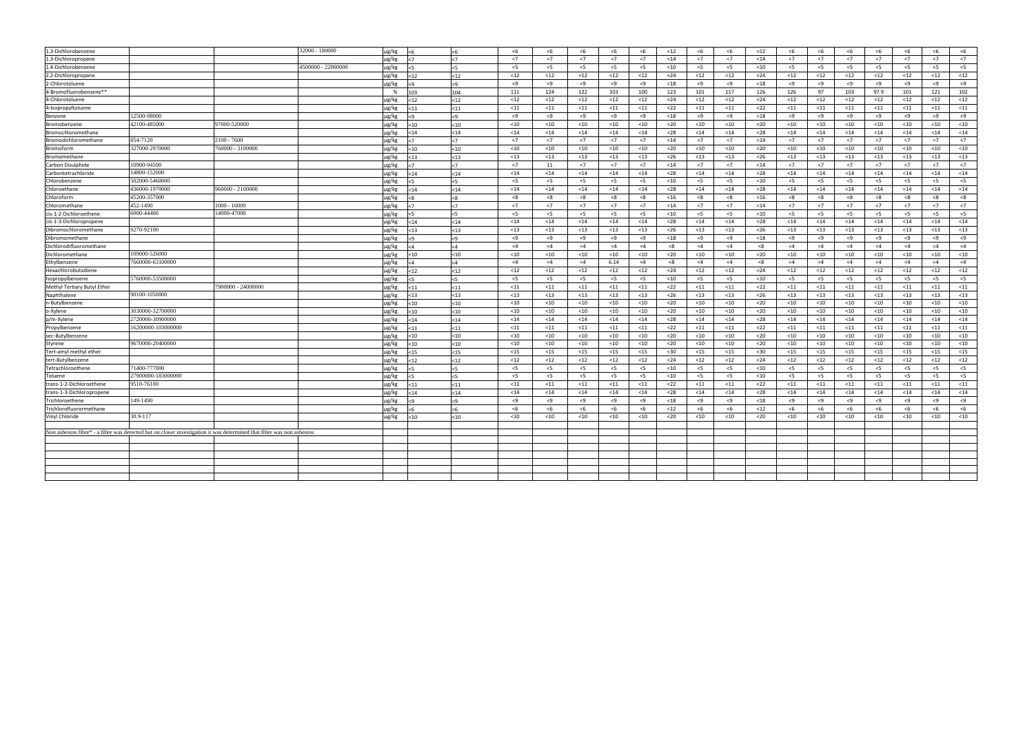| | | | | | | | | | | | | | | | | | | | | | | |
|---|---|---|---|---|---|---|---|---|---|---|---|---|---|---|---|---|---|---|---|---|---|---|
| 1,3-Dichlorobenzene | | | 32000 - 180000 | µg/kg | <6 | <6 | <6 | <6 | <6 | <6 | <6 | <12 | <6 | <6 | <12 | <6 | <6 | <6 | <6 | <6 | <6 | <6 |
| 1,3-Dichloropropane | | | | µg/kg | <7 | <7 | <7 | <7 | <7 | <7 | <7 | <14 | <7 | <7 | <14 | <7 | <7 | <7 | <7 | <7 | <7 | <7 |
| 1,4-Dichlorobenzene | | | 4500000 - 22000000 | µg/kg | <5 | <5 | <5 | <5 | <5 | <5 | <5 | <10 | <5 | <5 | <10 | <5 | <5 | <5 | <5 | <5 | <5 | <5 |
| 2,2-Dichloropropane | | | | µg/kg | <12 | <12 | <12 | <12 | <12 | <12 | <12 | <24 | <12 | <12 | <24 | <12 | <12 | <12 | <12 | <12 | <12 | <12 |
| 2-Chlorotoluene | | | | µg/kg | <9 | <9 | <9 | <9 | <9 | <9 | <9 | <18 | <9 | <9 | <18 | <9 | <9 | <9 | <9 | <9 | <9 | <9 |
| 4-Bromofluorobenzene** | | | | % | 103 | 104 | 111 | 124 | 122 | 103 | 100 | 123 | 101 | 117 | 126 | 126 | 97 | 103 | 97.9 | 101 | 121 | 102 |
| 4-Chlorotoluene | | | | µg/kg | <12 | <12 | <12 | <12 | <12 | <12 | <12 | <24 | <12 | <12 | <24 | <12 | <12 | <12 | <12 | <12 | <12 | <12 |
| 4-Isopropyltoluene | | | | µg/kg | <11 | <11 | <11 | <11 | <11 | <11 | <11 | <22 | <11 | <11 | <22 | <11 | <11 | <11 | <11 | <11 | <11 | <11 |
| Benzene | 12500-98000 | | | µg/kg | <9 | <9 | <9 | <9 | <9 | <9 | <9 | <18 | <9 | <9 | <18 | <9 | <9 | <9 | <9 | <9 | <9 | <9 |
| Bromobenzene | 42100-485000 | 97000-520000 | | µg/kg | <10 | <10 | <10 | <10 | <10 | <10 | <10 | <20 | <10 | <10 | <20 | <10 | <10 | <10 | <10 | <10 | <10 | <10 |
| Bromochloromethane | | | | µg/kg | <14 | <14 | <14 | <14 | <14 | <14 | <14 | <28 | <14 | <14 | <28 | <14 | <14 | <14 | <14 | <14 | <14 | <14 |
| Bromodichloromethane | 854-7120 | 2100 - 7600 | | µg/kg | <7 | <7 | <7 | <7 | <7 | <7 | <7 | <14 | <7 | <7 | <14 | <7 | <7 | <7 | <7 | <7 | <7 | <7 |
| Bromoform | 327000-2970000 | 760000 - 3100000 | | µg/kg | <10 | <10 | <10 | <10 | <10 | <10 | <10 | <20 | <10 | <10 | <20 | <10 | <10 | <10 | <10 | <10 | <10 | <10 |
| Bromomethane | | | | µg/kg | <13 | <13 | <13 | <13 | <13 | <13 | <13 | <26 | <13 | <13 | <26 | <13 | <13 | <13 | <13 | <13 | <13 | <13 |
| Carbon Disulphide | 10900-94500 | | | µg/kg | <7 | <7 | <7 | 11 | <7 | <7 | <7 | <14 | <7 | <7 | <14 | <7 | <7 | <7 | <7 | <7 | <7 | <7 |
| Carbontetrachloride | 14800-152000 | | | µg/kg | <14 | <14 | <14 | <14 | <14 | <14 | <14 | <28 | <14 | <14 | <28 | <14 | <14 | <14 | <14 | <14 | <14 | <14 |
| Chlorobenzene | 502000-5460000 | | | µg/kg | <5 | <5 | <5 | <5 | <5 | <5 | <5 | <10 | <5 | <5 | <10 | <5 | <5 | <5 | <5 | <5 | <5 | <5 |
| Chloroethane | 436000-1970000 | 960000 - 2100000 | | µg/kg | <14 | <14 | <14 | <14 | <14 | <14 | <14 | <28 | <14 | <14 | <28 | <14 | <14 | <14 | <14 | <14 | <14 | <14 |
| Chloroform | 45200-357000 | | | µg/kg | <8 | <8 | <8 | <8 | <8 | <8 | <8 | <16 | <8 | <8 | <16 | <8 | <8 | <8 | <8 | <8 | <8 | <8 |
| Chloromethane | 452-1490 | 1000 - 16000 | | µg/kg | <7 | <7 | <7 | <7 | <7 | <7 | <7 | <14 | <7 | <7 | <14 | <7 | <7 | <7 | <7 | <7 | <7 | <7 |
| cis-1-2-Dichloroethene | 6000-44400 | 14000-47000 | | µg/kg | <5 | <5 | <5 | <5 | <5 | <5 | <5 | <10 | <5 | <5 | <10 | <5 | <5 | <5 | <5 | <5 | <5 | <5 |
| cis-1-3-Dichloropropene | | | | µg/kg | <14 | <14 | <14 | <14 | <14 | <14 | <14 | <28 | <14 | <14 | <28 | <14 | <14 | <14 | <14 | <14 | <14 | <14 |
| Dibromochloromethane | 9270-92100 | | | µg/kg | <13 | <13 | <13 | <13 | <13 | <13 | <13 | <26 | <13 | <13 | <26 | <13 | <13 | <13 | <13 | <13 | <13 | <13 |
| Dibromomethane | | | | µg/kg | <9 | <9 | <9 | <9 | <9 | <9 | <9 | <18 | <9 | <9 | <18 | <9 | <9 | <9 | <9 | <9 | <9 | <9 |
| Dichlorodifluoromethane | | | | µg/kg | <4 | <4 | <4 | <4 | <4 | <4 | <4 | <8 | <4 | <4 | <8 | <4 | <4 | <4 | <4 | <4 | <4 | <4 |
| Dichloromethane | 109000-526000 | | | µg/kg | <10 | <10 | <10 | <10 | <10 | <10 | <10 | <20 | <10 | <10 | <20 | <10 | <10 | <10 | <10 | <10 | <10 | <10 |
| Ethylbenzene | 7660000-63100000 | | | µg/kg | <4 | <4 | <4 | <4 | <4 | 6.14 | <4 | <8 | <4 | <4 | <8 | <4 | <4 | <4 | <4 | <4 | <4 | <4 |
| Hexachlorobutadiene | | | | µg/kg | <12 | <12 | <12 | <12 | <12 | <12 | <12 | <24 | <12 | <12 | <24 | <12 | <12 | <12 | <12 | <12 | <12 | <12 |
| Isopropylbenzene | 5760000-53500000 | | | µg/kg | <5 | <5 | <5 | <5 | <5 | <5 | <5 | <10 | <5 | <5 | <10 | <5 | <5 | <5 | <5 | <5 | <5 | <5 |
| Methyl Tertiary Butyl Ether | | 7900000 - 24000000 | | µg/kg | <11 | <11 | <11 | <11 | <11 | <11 | <11 | <22 | <11 | <11 | <22 | <11 | <11 | <11 | <11 | <11 | <11 | <11 |
| Naphthalene | 90100-1050000 | | | µg/kg | <13 | <13 | <13 | <13 | <13 | <13 | <13 | <26 | <13 | <13 | <26 | <13 | <13 | <13 | <13 | <13 | <13 | <13 |
| n-Butylbenzene | | | | µg/kg | <10 | <10 | <10 | <10 | <10 | <10 | <10 | <20 | <10 | <10 | <20 | <10 | <10 | <10 | <10 | <10 | <10 | <10 |
| o-Xylene | 3030000-32700000 | | | µg/kg | <10 | <10 | <10 | <10 | <10 | <10 | <10 | <20 | <10 | <10 | <20 | <10 | <10 | <10 | <10 | <10 | <10 | <10 |
| p/m-Xylene | 2720000-30900000 | | | µg/kg | <14 | <14 | <14 | <14 | <14 | <14 | <14 | <28 | <14 | <14 | <28 | <14 | <14 | <14 | <14 | <14 | <14 | <14 |
| Propylbenzene | 16200000-103000000 | | | µg/kg | <11 | <11 | <11 | <11 | <11 | <11 | <11 | <22 | <11 | <11 | <22 | <11 | <11 | <11 | <11 | <11 | <11 | <11 |
| sec-Butylbenzene | | | | µg/kg | <10 | <10 | <10 | <10 | <10 | <10 | <10 | <20 | <10 | <10 | <20 | <10 | <10 | <10 | <10 | <10 | <10 | <10 |
| Styrene | 9670000-20400000 | | | µg/kg | <10 | <10 | <10 | <10 | <10 | <10 | <10 | <20 | <10 | <10 | <20 | <10 | <10 | <10 | <10 | <10 | <10 | <10 |
| Tert-amyl methyl ether | | | | µg/kg | <15 | <15 | <15 | <15 | <15 | <15 | <15 | <30 | <15 | <15 | <30 | <15 | <15 | <15 | <15 | <15 | <15 | <15 |
| tert-Butylbenzene | | | | µg/kg | <12 | <12 | <12 | <12 | <12 | <12 | <12 | <24 | <12 | <12 | <24 | <12 | <12 | <12 | <12 | <12 | <12 | <12 |
| Tetrachloroethene | 71400-777000 | | | µg/kg | <5 | <5 | <5 | <5 | <5 | <5 | <5 | <10 | <5 | <5 | <10 | <5 | <5 | <5 | <5 | <5 | <5 | <5 |
| Toluene | 27900000-183000000 | | | µg/kg | <5 | <5 | <5 | <5 | <5 | <5 | <5 | <10 | <5 | <5 | <10 | <5 | <5 | <5 | <5 | <5 | <5 | <5 |
| trans-1-2-Dichloroethene | 9510-76100 | | | µg/kg | <11 | <11 | <11 | <11 | <11 | <11 | <11 | <22 | <11 | <11 | <22 | <11 | <11 | <11 | <11 | <11 | <11 | <11 |
| trans-1-3-Dichloropropene | | | | µg/kg | <14 | <14 | <14 | <14 | <14 | <14 | <14 | <28 | <14 | <14 | <28 | <14 | <14 | <14 | <14 | <14 | <14 | <14 |
| Trichloroethene | 149-1490 | | | µg/kg | <9 | <9 | <9 | <9 | <9 | <9 | <9 | <18 | <9 | <9 | <18 | <9 | <9 | <9 | <9 | <9 | <9 | <9 |
| Trichlorofluorormethane | | | | µg/kg | <6 | <6 | <6 | <6 | <6 | <6 | <6 | <12 | <6 | <6 | <12 | <6 | <6 | <6 | <6 | <6 | <6 | <6 |
| Vinyl Chloride | 30.9-117 | | | µg/kg | <10 | <10 | <10 | <10 | <10 | <10 | <10 | <20 | <10 | <10 | <20 | <10 | <10 | <10 | <10 | <10 | <10 | <10 |

Non asbestos fibre* - a fibre was detected but on closer investigation it was determined that fibre was non asbestos